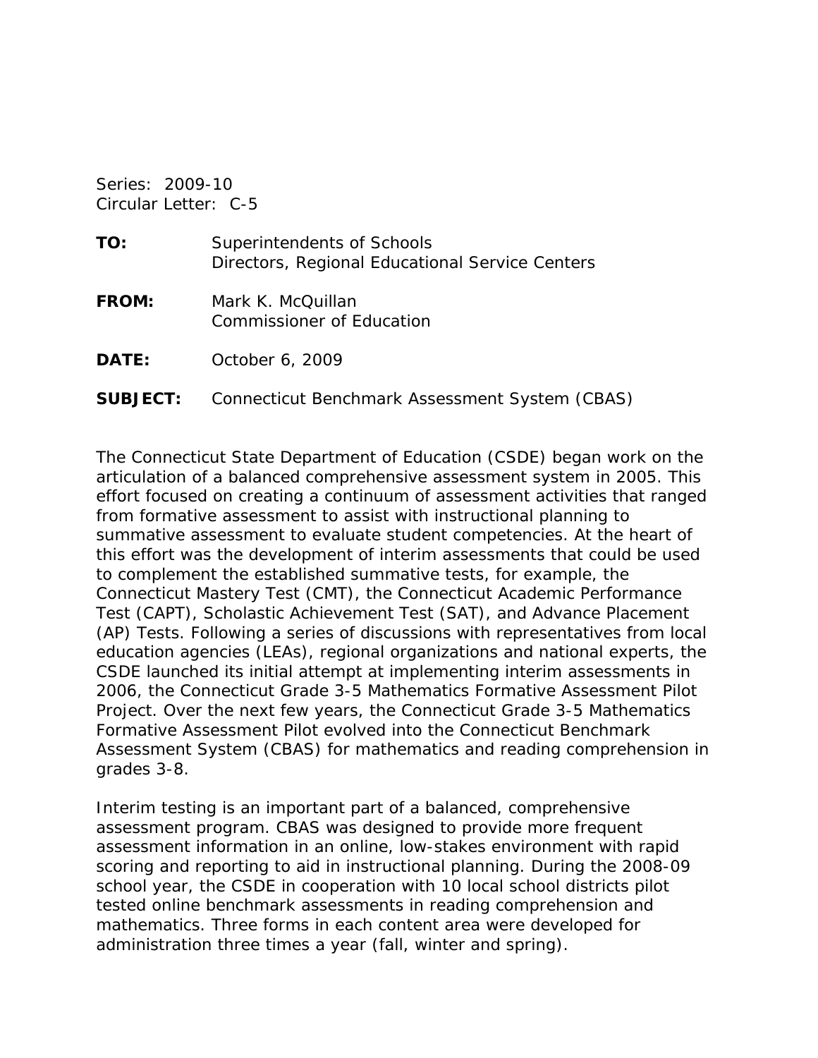Series: 2009-10
Circular Letter: C-5

**TO:** Superintendents of Schools
Directors, Regional Educational Service Centers

**FROM:** Mark K. McQuillan
Commissioner of Education

**DATE:** October 6, 2009

**SUBJECT:** Connecticut Benchmark Assessment System (CBAS)

The Connecticut State Department of Education (CSDE) began work on the articulation of a balanced comprehensive assessment system in 2005. This effort focused on creating a continuum of assessment activities that ranged from formative assessment to assist with instructional planning to summative assessment to evaluate student competencies. At the heart of this effort was the development of interim assessments that could be used to complement the established summative tests, for example, the Connecticut Mastery Test (CMT), the Connecticut Academic Performance Test (CAPT), Scholastic Achievement Test (SAT), and Advance Placement (AP) Tests. Following a series of discussions with representatives from local education agencies (LEAs), regional organizations and national experts, the CSDE launched its initial attempt at implementing interim assessments in 2006, the Connecticut Grade 3-5 Mathematics Formative Assessment Pilot Project. Over the next few years, the Connecticut Grade 3-5 Mathematics Formative Assessment Pilot evolved into the Connecticut Benchmark Assessment System (CBAS) for mathematics and reading comprehension in grades 3-8.

Interim testing is an important part of a balanced, comprehensive assessment program. CBAS was designed to provide more frequent assessment information in an online, low-stakes environment with rapid scoring and reporting to aid in instructional planning. During the 2008-09 school year, the CSDE in cooperation with 10 local school districts pilot tested online benchmark assessments in reading comprehension and mathematics. Three forms in each content area were developed for administration three times a year (fall, winter and spring).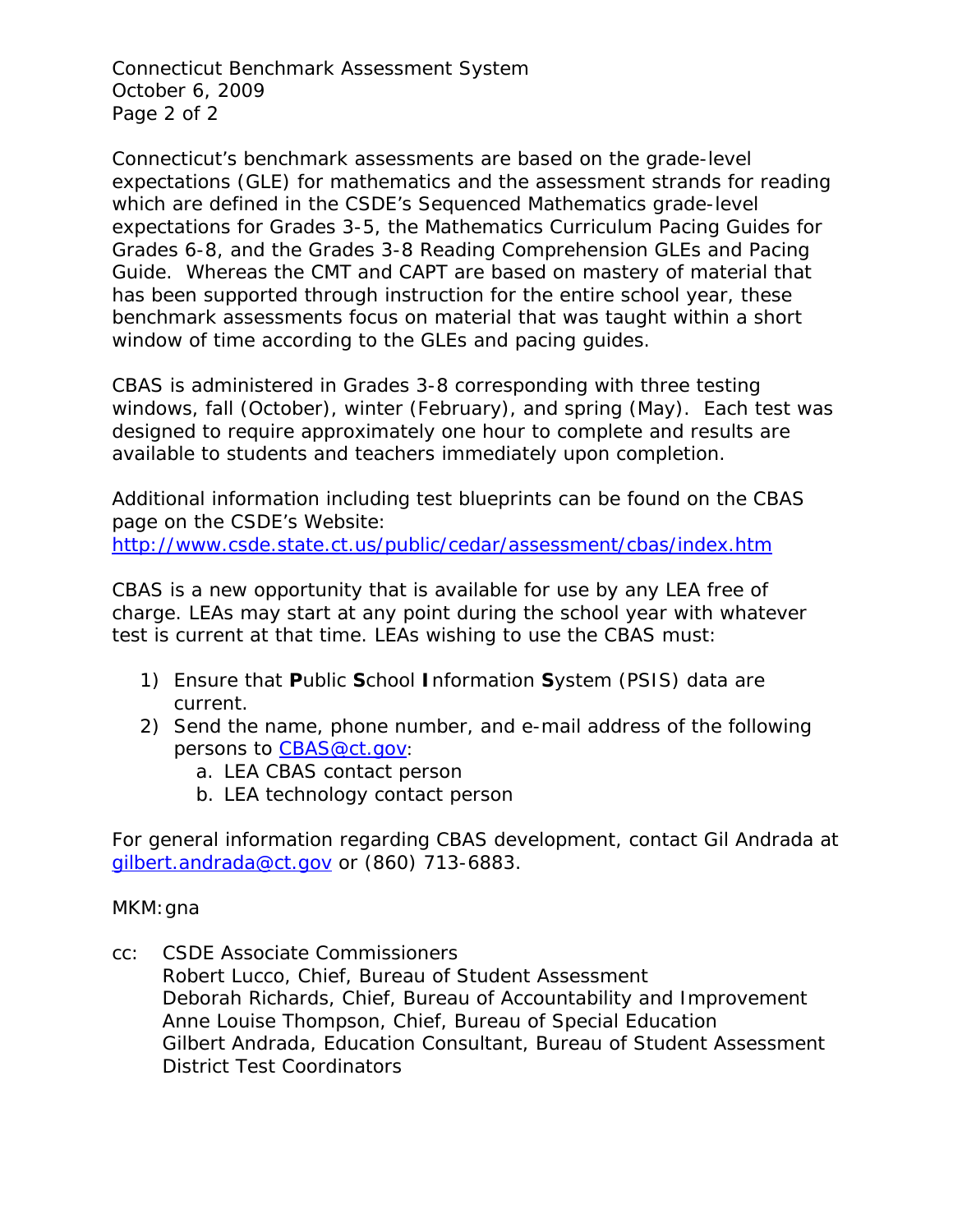Connecticut's benchmark assessments are based on the grade-level expectations (GLE) for mathematics and the assessment strands for reading which are defined in the CSDE's Sequenced Mathematics grade-level expectations for Grades 3-5, the Mathematics Curriculum Pacing Guides for Grades 6-8, and the Grades 3-8 Reading Comprehension GLEs and Pacing Guide. Whereas the CMT and CAPT are based on mastery of material that has been supported through instruction for the entire school year, these benchmark assessments focus on material that was taught within a short window of time according to the GLEs and pacing guides.

CBAS is administered in Grades 3-8 corresponding with three testing windows, fall (October), winter (February), and spring (May). Each test was designed to require approximately one hour to complete and results are available to students and teachers immediately upon completion.

Additional information including test blueprints can be found on the CBAS page on the CSDE's Website:
http://www.csde.state.ct.us/public/cedar/assessment/cbas/index.htm

CBAS is a new opportunity that is available for use by any LEA free of charge. LEAs may start at any point during the school year with whatever test is current at that time. LEAs wishing to use the CBAS must:

1) Ensure that **P**ublic **S**chool **I**nformation **S**ystem (PSIS) data are current.
2) Send the name, phone number, and e-mail address of the following persons to CBAS@ct.gov:
    a. LEA CBAS contact person
    b. LEA technology contact person

For general information regarding CBAS development, contact Gil Andrada at gilbert.andrada@ct.gov or (860) 713-6883.

MKM:gna

cc: CSDE Associate Commissioners
Robert Lucco, Chief, Bureau of Student Assessment
Deborah Richards, Chief, Bureau of Accountability and Improvement
Anne Louise Thompson, Chief, Bureau of Special Education
Gilbert Andrada, Education Consultant, Bureau of Student Assessment
District Test Coordinators